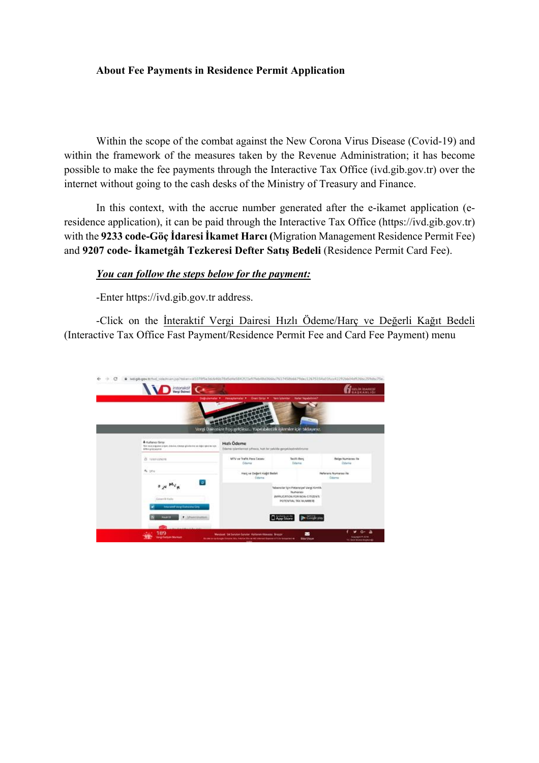**About Fee Payments in Residence Permit Application**

Within the scope of the combat against the New Corona Virus Disease (Covid-19) and within the framework of the measures taken by the Revenue Administration; it has become possible to make the fee payments through the Interactive Tax Office (ivd.gib.gov.tr) over the internet without going to the cash desks of the Ministry of Treasury and Finance.

In this context, with the accrue number generated after the e-ikamet application (e-residence application), it can be paid through the Interactive Tax Office (https://ivd.gib.gov.tr) with the **9233 code-Göç İdaresi İkamet Harcı (**Migration Management Residence Permit Fee) and **9207 code- İkametgâh Tezkeresi Defter Satış Bedeli** (Residence Permit Card Fee).

***<u>You can follow the steps below for the payment:</u>***

-Enter https://ivd.gib.gov.tr address.

-Click on the <u>İnteraktif Vergi Dairesi Hızlı Ödeme/Harç ve Değerli Kağıt Bedeli</u> (Interactive Tax Office Fast Payment/Residence Permit Fee and Card Fee Payment) menu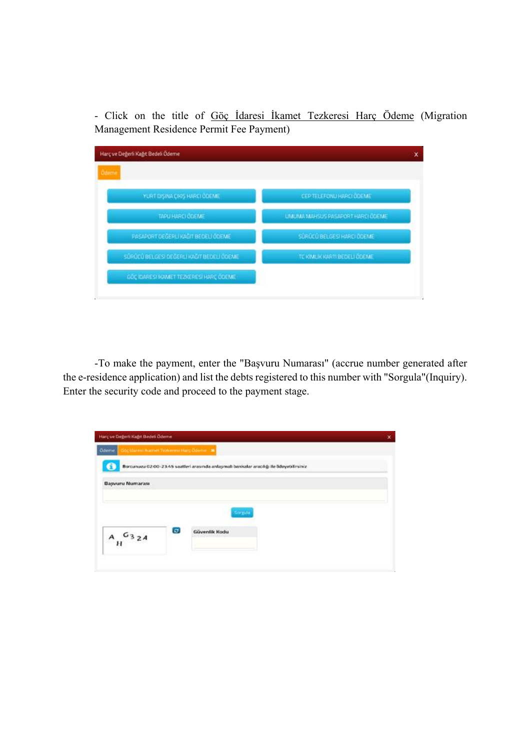- Click on the title of Göç İdaresi İkamet Tezkeresi Harç Ödeme (Migration Management Residence Permit Fee Payment)

-To make the payment, enter the "Başvuru Numarası" (accrue number generated after the e-residence application) and list the debts registered to this number with "Sorgula"(Inquiry). Enter the security code and proceed to the payment stage.